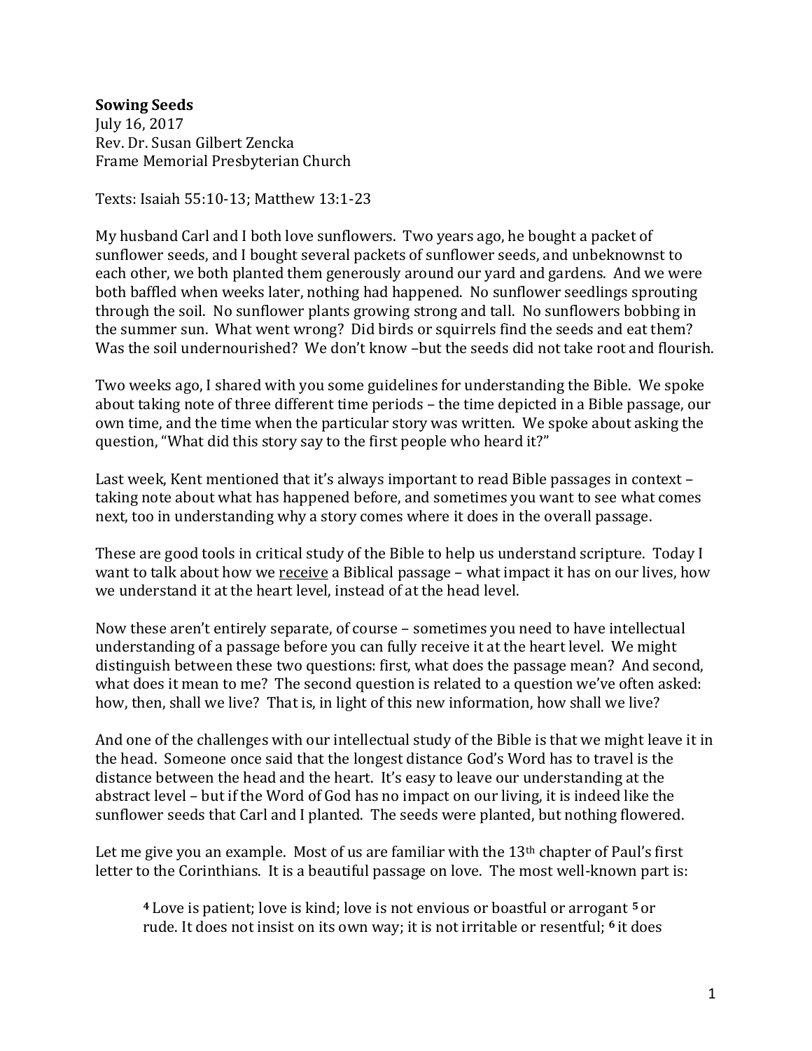**Sowing Seeds**
July 16, 2017
Rev. Dr. Susan Gilbert Zencka
Frame Memorial Presbyterian Church

Texts: Isaiah 55:10-13; Matthew 13:1-23

My husband Carl and I both love sunflowers. Two years ago, he bought a packet of sunflower seeds, and I bought several packets of sunflower seeds, and unbeknownst to each other, we both planted them generously around our yard and gardens. And we were both baffled when weeks later, nothing had happened. No sunflower seedlings sprouting through the soil. No sunflower plants growing strong and tall. No sunflowers bobbing in the summer sun. What went wrong? Did birds or squirrels find the seeds and eat them? Was the soil undernourished? We don't know –but the seeds did not take root and flourish.

Two weeks ago, I shared with you some guidelines for understanding the Bible. We spoke about taking note of three different time periods – the time depicted in a Bible passage, our own time, and the time when the particular story was written. We spoke about asking the question, "What did this story say to the first people who heard it?"

Last week, Kent mentioned that it's always important to read Bible passages in context – taking note about what has happened before, and sometimes you want to see what comes next, too in understanding why a story comes where it does in the overall passage.

These are good tools in critical study of the Bible to help us understand scripture. Today I want to talk about how we <u>receive</u> a Biblical passage – what impact it has on our lives, how we understand it at the heart level, instead of at the head level.

Now these aren't entirely separate, of course – sometimes you need to have intellectual understanding of a passage before you can fully receive it at the heart level. We might distinguish between these two questions: first, what does the passage mean? And second, what does it mean to me? The second question is related to a question we've often asked: how, then, shall we live? That is, in light of this new information, how shall we live?

And one of the challenges with our intellectual study of the Bible is that we might leave it in the head. Someone once said that the longest distance God's Word has to travel is the distance between the head and the heart. It's easy to leave our understanding at the abstract level – but if the Word of God has no impact on our living, it is indeed like the sunflower seeds that Carl and I planted. The seeds were planted, but nothing flowered.

Let me give you an example. Most of us are familiar with the 13th chapter of Paul's first letter to the Corinthians. It is a beautiful passage on love. The most well-known part is:

> **4** Love is patient; love is kind; love is not envious or boastful or arrogant **5** or rude. It does not insist on its own way; it is not irritable or resentful; **6** it does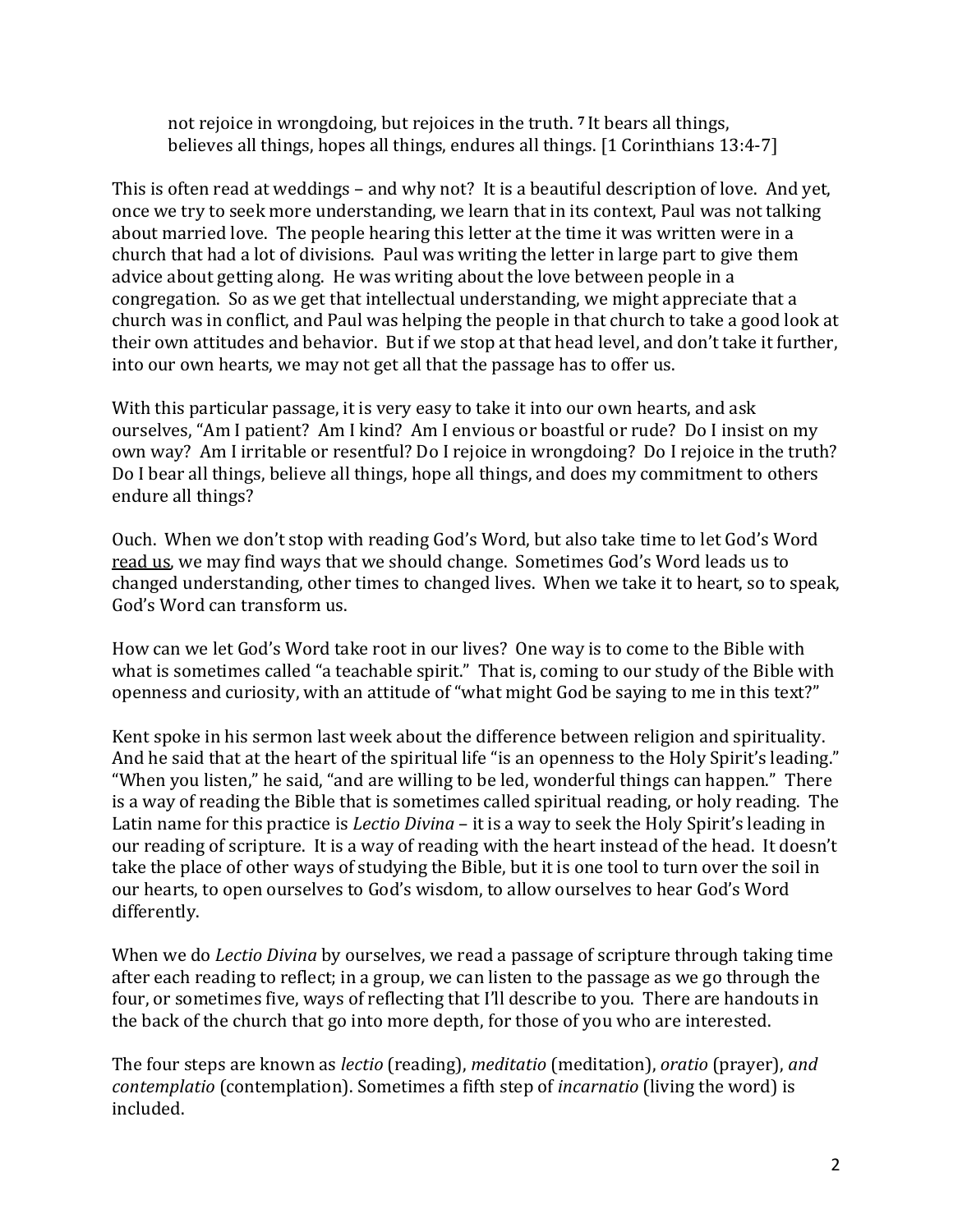> not rejoice in wrongdoing, but rejoices in the truth. [7] It bears all things, believes all things, hopes all things, endures all things. [1 Corinthians 13:4-7]

This is often read at weddings – and why not? It is a beautiful description of love. And yet, once we try to seek more understanding, we learn that in its context, Paul was not talking about married love. The people hearing this letter at the time it was written were in a church that had a lot of divisions. Paul was writing the letter in large part to give them advice about getting along. He was writing about the love between people in a congregation. So as we get that intellectual understanding, we might appreciate that a church was in conflict, and Paul was helping the people in that church to take a good look at their own attitudes and behavior. But if we stop at that head level, and don't take it further, into our own hearts, we may not get all that the passage has to offer us.

With this particular passage, it is very easy to take it into our own hearts, and ask ourselves, "Am I patient? Am I kind? Am I envious or boastful or rude? Do I insist on my own way? Am I irritable or resentful? Do I rejoice in wrongdoing? Do I rejoice in the truth? Do I bear all things, believe all things, hope all things, and does my commitment to others endure all things?

Ouch. When we don't stop with reading God's Word, but also take time to let God's Word <u>read us</u>, we may find ways that we should change. Sometimes God's Word leads us to changed understanding, other times to changed lives. When we take it to heart, so to speak, God's Word can transform us.

How can we let God's Word take root in our lives? One way is to come to the Bible with what is sometimes called "a teachable spirit." That is, coming to our study of the Bible with openness and curiosity, with an attitude of "what might God be saying to me in this text?"

Kent spoke in his sermon last week about the difference between religion and spirituality. And he said that at the heart of the spiritual life "is an openness to the Holy Spirit's leading." "When you listen," he said, "and are willing to be led, wonderful things can happen." There is a way of reading the Bible that is sometimes called spiritual reading, or holy reading. The Latin name for this practice is *Lectio Divina* – it is a way to seek the Holy Spirit's leading in our reading of scripture. It is a way of reading with the heart instead of the head. It doesn't take the place of other ways of studying the Bible, but it is one tool to turn over the soil in our hearts, to open ourselves to God's wisdom, to allow ourselves to hear God's Word differently.

When we do *Lectio Divina* by ourselves, we read a passage of scripture through taking time after each reading to reflect; in a group, we can listen to the passage as we go through the four, or sometimes five, ways of reflecting that I'll describe to you. There are handouts in the back of the church that go into more depth, for those of you who are interested.

The four steps are known as *lectio* (reading), *meditatio* (meditation), *oratio* (prayer), *and contemplatio* (contemplation). Sometimes a fifth step of *incarnatio* (living the word) is included.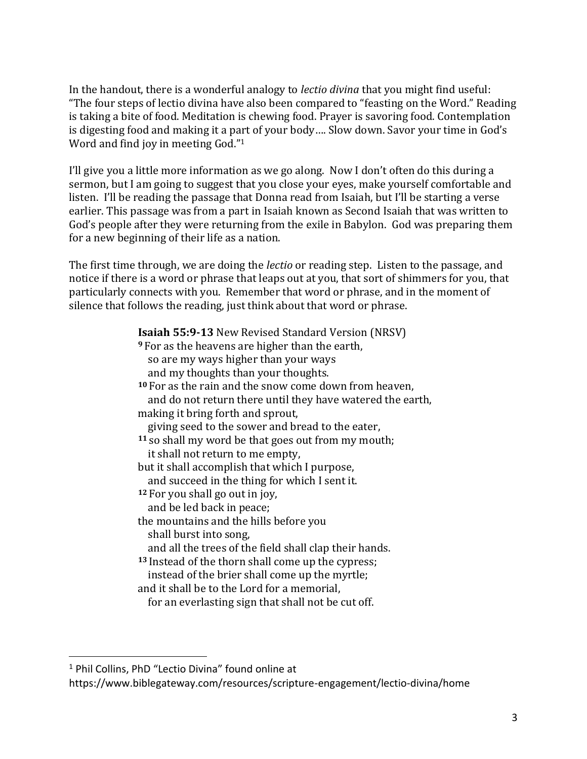In the handout, there is a wonderful analogy to *lectio divina* that you might find useful: "The four steps of lectio divina have also been compared to "feasting on the Word." Reading is taking a bite of food. Meditation is chewing food. Prayer is savoring food. Contemplation is digesting food and making it a part of your body…. Slow down. Savor your time in God's Word and find joy in meeting God."[1]

I'll give you a little more information as we go along. Now I don't often do this during a sermon, but I am going to suggest that you close your eyes, make yourself comfortable and listen. I'll be reading the passage that Donna read from Isaiah, but I'll be starting a verse earlier. This passage was from a part in Isaiah known as Second Isaiah that was written to God's people after they were returning from the exile in Babylon. God was preparing them for a new beginning of their life as a nation.

The first time through, we are doing the *lectio* or reading step. Listen to the passage, and notice if there is a word or phrase that leaps out at you, that sort of shimmers for you, that particularly connects with you. Remember that word or phrase, and in the moment of silence that follows the reading, just think about that word or phrase.

> **Isaiah 55:9-13** New Revised Standard Version (NRSV)
> **9** For as the heavens are higher than the earth,
>   so are my ways higher than your ways
>   and my thoughts than your thoughts.
> **10** For as the rain and the snow come down from heaven,
>   and do not return there until they have watered the earth,
> making it bring forth and sprout,
>   giving seed to the sower and bread to the eater,
> **11** so shall my word be that goes out from my mouth;
>   it shall not return to me empty,
> but it shall accomplish that which I purpose,
>   and succeed in the thing for which I sent it.
> **12** For you shall go out in joy,
>   and be led back in peace;
> the mountains and the hills before you
>   shall burst into song,
>   and all the trees of the field shall clap their hands.
> **13** Instead of the thorn shall come up the cypress;
>   instead of the brier shall come up the myrtle;
> and it shall be to the Lord for a memorial,
>   for an everlasting sign that shall not be cut off.

---

[1] Phil Collins, PhD "Lectio Divina" found online at https://www.biblegateway.com/resources/scripture-engagement/lectio-divina/home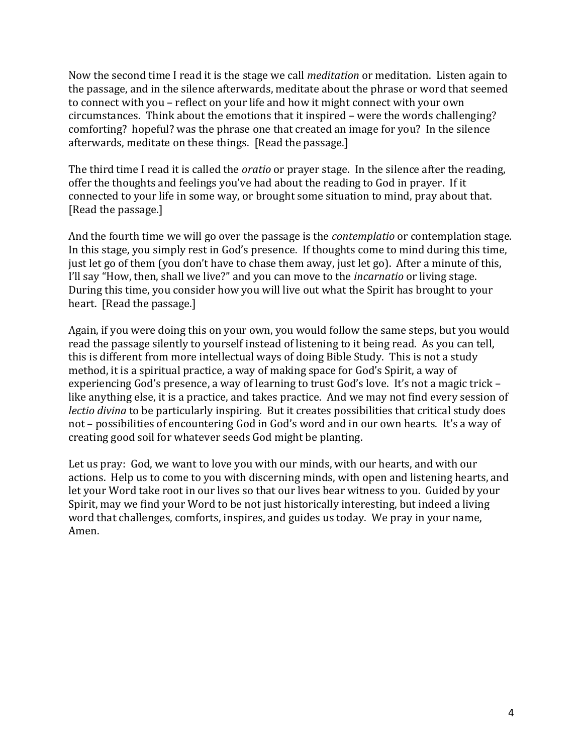Now the second time I read it is the stage we call *meditation* or meditation. Listen again to the passage, and in the silence afterwards, meditate about the phrase or word that seemed to connect with you – reflect on your life and how it might connect with your own circumstances. Think about the emotions that it inspired – were the words challenging? comforting? hopeful? was the phrase one that created an image for you? In the silence afterwards, meditate on these things. [Read the passage.]

The third time I read it is called the *oratio* or prayer stage. In the silence after the reading, offer the thoughts and feelings you've had about the reading to God in prayer. If it connected to your life in some way, or brought some situation to mind, pray about that. [Read the passage.]

And the fourth time we will go over the passage is the *contemplatio* or contemplation stage. In this stage, you simply rest in God's presence. If thoughts come to mind during this time, just let go of them (you don't have to chase them away, just let go). After a minute of this, I'll say "How, then, shall we live?" and you can move to the *incarnatio* or living stage. During this time, you consider how you will live out what the Spirit has brought to your heart. [Read the passage.]

Again, if you were doing this on your own, you would follow the same steps, but you would read the passage silently to yourself instead of listening to it being read. As you can tell, this is different from more intellectual ways of doing Bible Study. This is not a study method, it is a spiritual practice, a way of making space for God's Spirit, a way of experiencing God's presence, a way of learning to trust God's love. It's not a magic trick – like anything else, it is a practice, and takes practice. And we may not find every session of *lectio divina* to be particularly inspiring. But it creates possibilities that critical study does not – possibilities of encountering God in God's word and in our own hearts. It's a way of creating good soil for whatever seeds God might be planting.

Let us pray: God, we want to love you with our minds, with our hearts, and with our actions. Help us to come to you with discerning minds, with open and listening hearts, and let your Word take root in our lives so that our lives bear witness to you. Guided by your Spirit, may we find your Word to be not just historically interesting, but indeed a living word that challenges, comforts, inspires, and guides us today. We pray in your name, Amen.